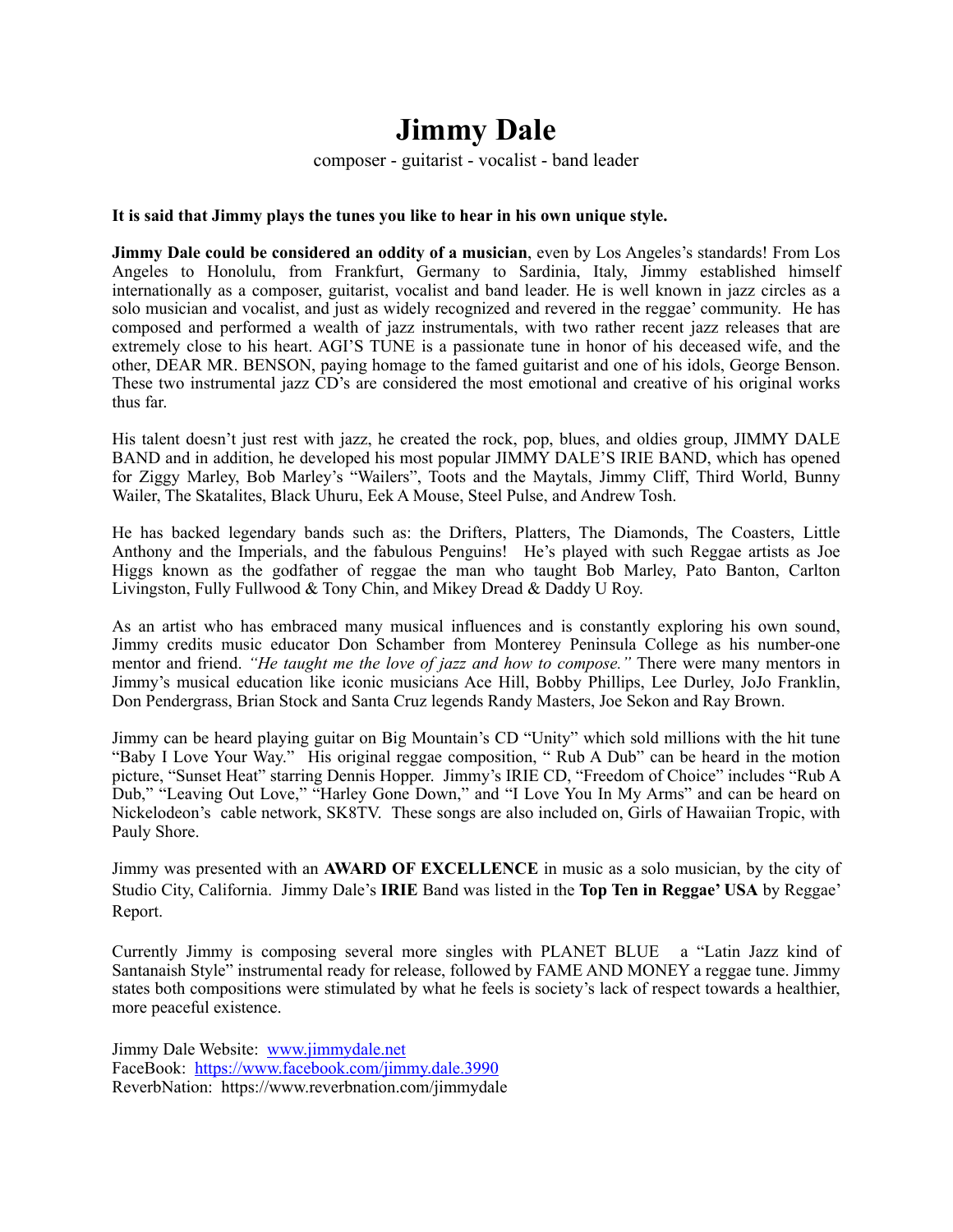# Jimmy Dale

composer - guitarist - vocalist - band leader

**It is said that Jimmy plays the tunes you like to hear in his own unique style.**

**Jimmy Dale could be considered an oddity of a musician**, even by Los Angeles's standards! From Los Angeles to Honolulu, from Frankfurt, Germany to Sardinia, Italy, Jimmy established himself internationally as a composer, guitarist, vocalist and band leader. He is well known in jazz circles as a solo musician and vocalist, and just as widely recognized and revered in the reggae' community. He has composed and performed a wealth of jazz instrumentals, with two rather recent jazz releases that are extremely close to his heart. AGI'S TUNE is a passionate tune in honor of his deceased wife, and the other, DEAR MR. BENSON, paying homage to the famed guitarist and one of his idols, George Benson. These two instrumental jazz CD's are considered the most emotional and creative of his original works thus far.

His talent doesn't just rest with jazz, he created the rock, pop, blues, and oldies group, JIMMY DALE BAND and in addition, he developed his most popular JIMMY DALE'S IRIE BAND, which has opened for Ziggy Marley, Bob Marley's "Wailers", Toots and the Maytals, Jimmy Cliff, Third World, Bunny Wailer, The Skatalites, Black Uhuru, Eek A Mouse, Steel Pulse, and Andrew Tosh.

He has backed legendary bands such as: the Drifters, Platters, The Diamonds, The Coasters, Little Anthony and the Imperials, and the fabulous Penguins! He's played with such Reggae artists as Joe Higgs known as the godfather of reggae the man who taught Bob Marley, Pato Banton, Carlton Livingston, Fully Fullwood & Tony Chin, and Mikey Dread & Daddy U Roy.

As an artist who has embraced many musical influences and is constantly exploring his own sound, Jimmy credits music educator Don Schamber from Monterey Peninsula College as his number-one mentor and friend. *"He taught me the love of jazz and how to compose."* There were many mentors in Jimmy's musical education like iconic musicians Ace Hill, Bobby Phillips, Lee Durley, JoJo Franklin, Don Pendergrass, Brian Stock and Santa Cruz legends Randy Masters, Joe Sekon and Ray Brown.

Jimmy can be heard playing guitar on Big Mountain's CD "Unity" which sold millions with the hit tune "Baby I Love Your Way." His original reggae composition, " Rub A Dub" can be heard in the motion picture, "Sunset Heat" starring Dennis Hopper. Jimmy's IRIE CD, "Freedom of Choice" includes "Rub A Dub," "Leaving Out Love," "Harley Gone Down," and "I Love You In My Arms" and can be heard on Nickelodeon's cable network, SK8TV. These songs are also included on, Girls of Hawaiian Tropic, with Pauly Shore.

Jimmy was presented with an **AWARD OF EXCELLENCE** in music as a solo musician, by the city of Studio City, California. Jimmy Dale's **IRIE** Band was listed in the **Top Ten in Reggae' USA** by Reggae' Report.

Currently Jimmy is composing several more singles with PLANET BLUE a "Latin Jazz kind of Santanaish Style" instrumental ready for release, followed by FAME AND MONEY a reggae tune. Jimmy states both compositions were stimulated by what he feels is society's lack of respect towards a healthier, more peaceful existence.

Jimmy Dale Website: [www.jimmydale.net](www.jimmydale.net)
FaceBook: [https://www.facebook.com/jimmy.dale.3990](https://www.facebook.com/jimmy.dale.3990)
ReverbNation: https://www.reverbnation.com/jimmydale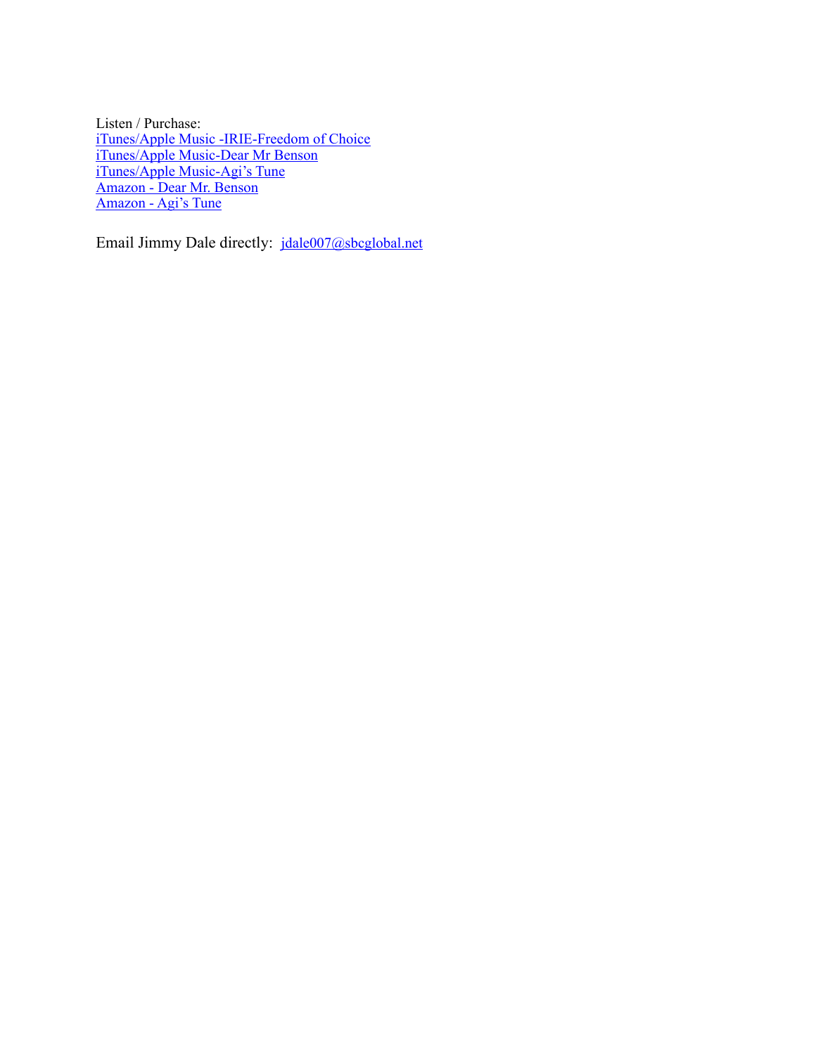Listen / Purchase:
iTunes/Apple Music -IRIE-Freedom of Choice
iTunes/Apple Music-Dear Mr Benson
iTunes/Apple Music-Agi's Tune
Amazon - Dear Mr. Benson
Amazon - Agi's Tune

Email Jimmy Dale directly: jdale007@sbcglobal.net